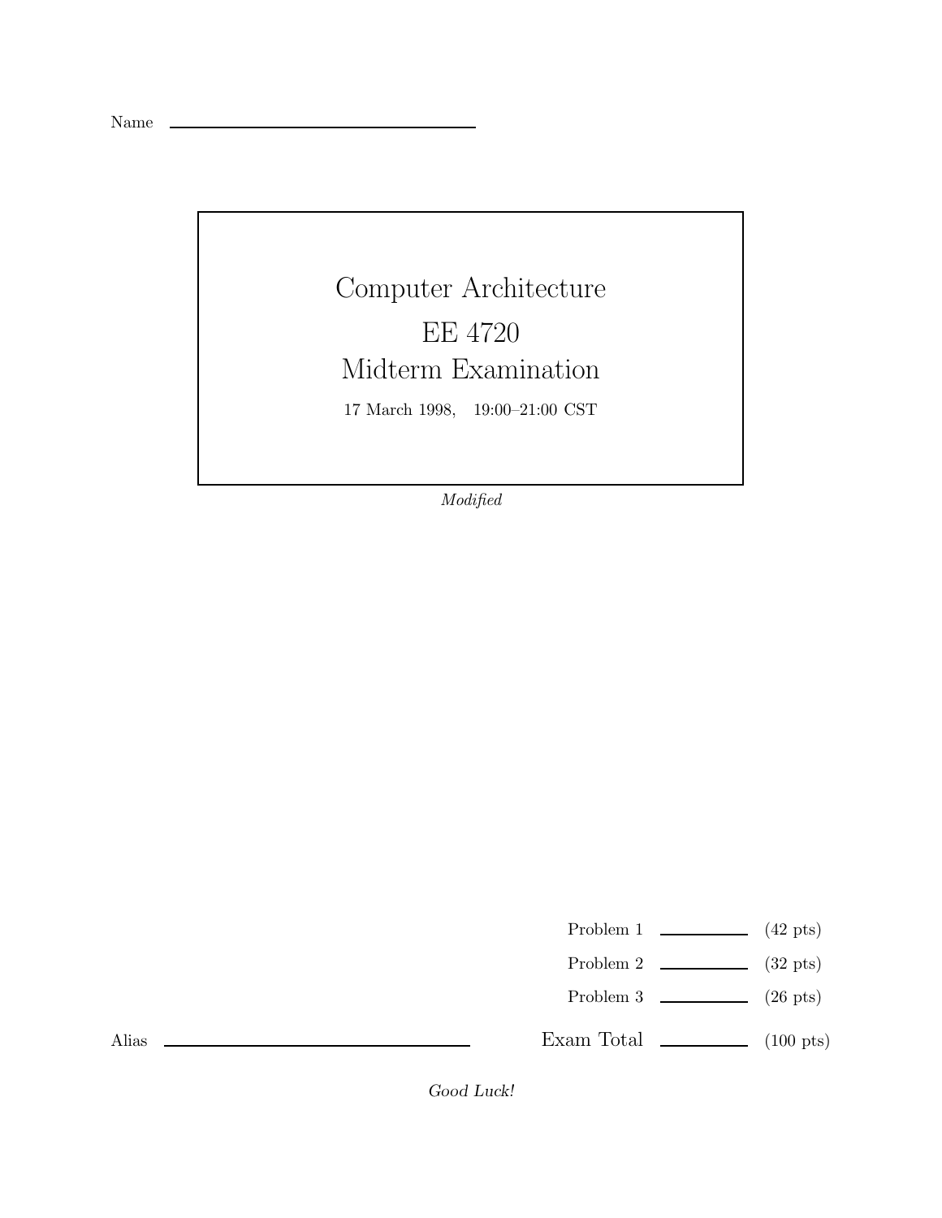Name \_\_\_\_\_\_\_\_\_\_\_\_\_\_\_\_\_\_\_\_\_\_\_\_\_\_\_\_\_\_

# Computer Architecture

# EE 4720

# Midterm Examination

17 March 1998, 19:00–21:00 CST

*Modified*

| | | |
|---|---|---|
| Problem 1 | \_\_\_\_\_\_\_\_ | (42 pts) |
| Problem 2 | \_\_\_\_\_\_\_\_ | (32 pts) |
| Problem 3 | \_\_\_\_\_\_\_\_ | (26 pts) |
| Exam Total | \_\_\_\_\_\_\_\_ | (100 pts) |

Alias \_\_\_\_\_\_\_\_\_\_\_\_\_\_\_\_\_\_\_\_\_\_\_\_\_\_\_\_\_\_

*Good Luck!*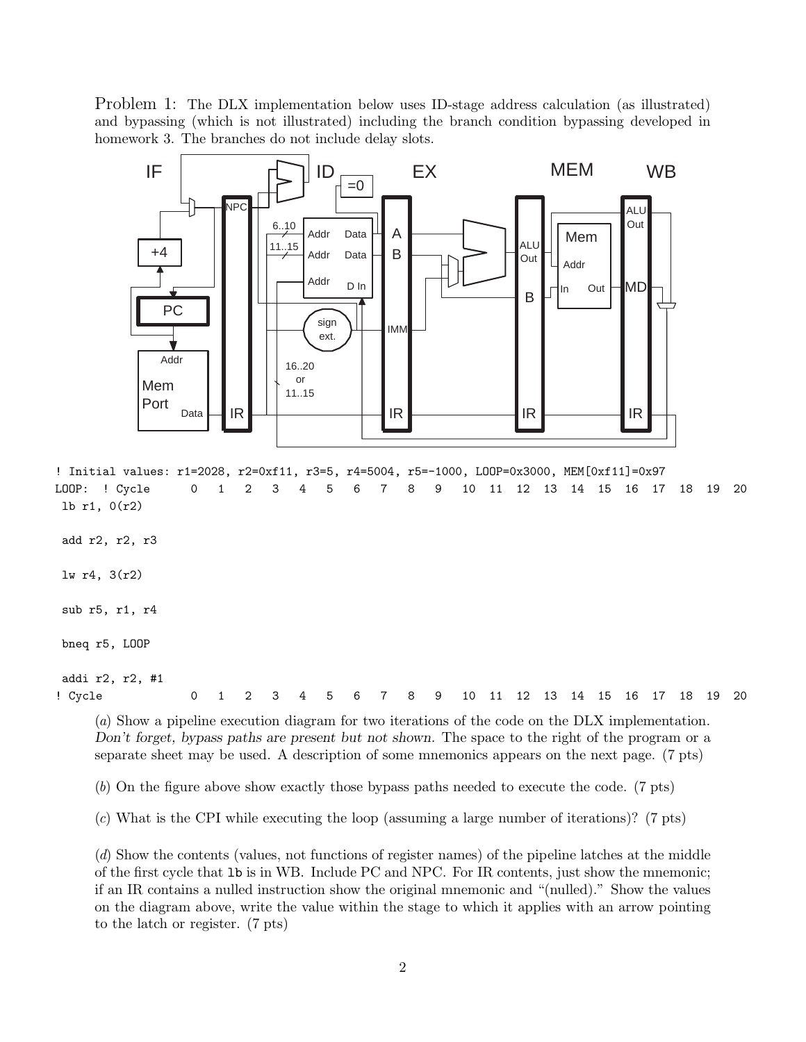Problem 1: The DLX implementation below uses ID-stage address calculation (as illustrated) and bypassing (which is not illustrated) including the branch condition bypassing developed in homework 3. The branches do not include delay slots.

```
! Initial values: r1=2028, r2=0xf11, r3=5, r4=5004, r5=-1000, LOOP=0x3000, MEM[0xf11]=0x97
LOOP: ! Cycle      0   1   2   3   4   5   6   7   8   9   10  11  12  13  14  15  16  17  18  19  20
 lb r1, 0(r2)

 add r2, r2, r3

 lw r4, 3(r2)

 sub r5, r1, r4

 bneq r5, LOOP

 addi r2, r2, #1
! Cycle            0   1   2   3   4   5   6   7   8   9   10  11  12  13  14  15  16  17  18  19  20
```

(*a*) Show a pipeline execution diagram for two iterations of the code on the DLX implementation. *Don't forget, bypass paths are present but not shown.* The space to the right of the program or a separate sheet may be used. A description of some mnemonics appears on the next page. (7 pts)

(*b*) On the figure above show exactly those bypass paths needed to execute the code. (7 pts)

(*c*) What is the CPI while executing the loop (assuming a large number of iterations)? (7 pts)

(*d*) Show the contents (values, not functions of register names) of the pipeline latches at the middle of the first cycle that `lb` is in WB. Include PC and NPC. For IR contents, just show the mnemonic; if an IR contains a nulled instruction show the original mnemonic and "(nulled)." Show the values on the diagram above, write the value within the stage to which it applies with an arrow pointing to the latch or register. (7 pts)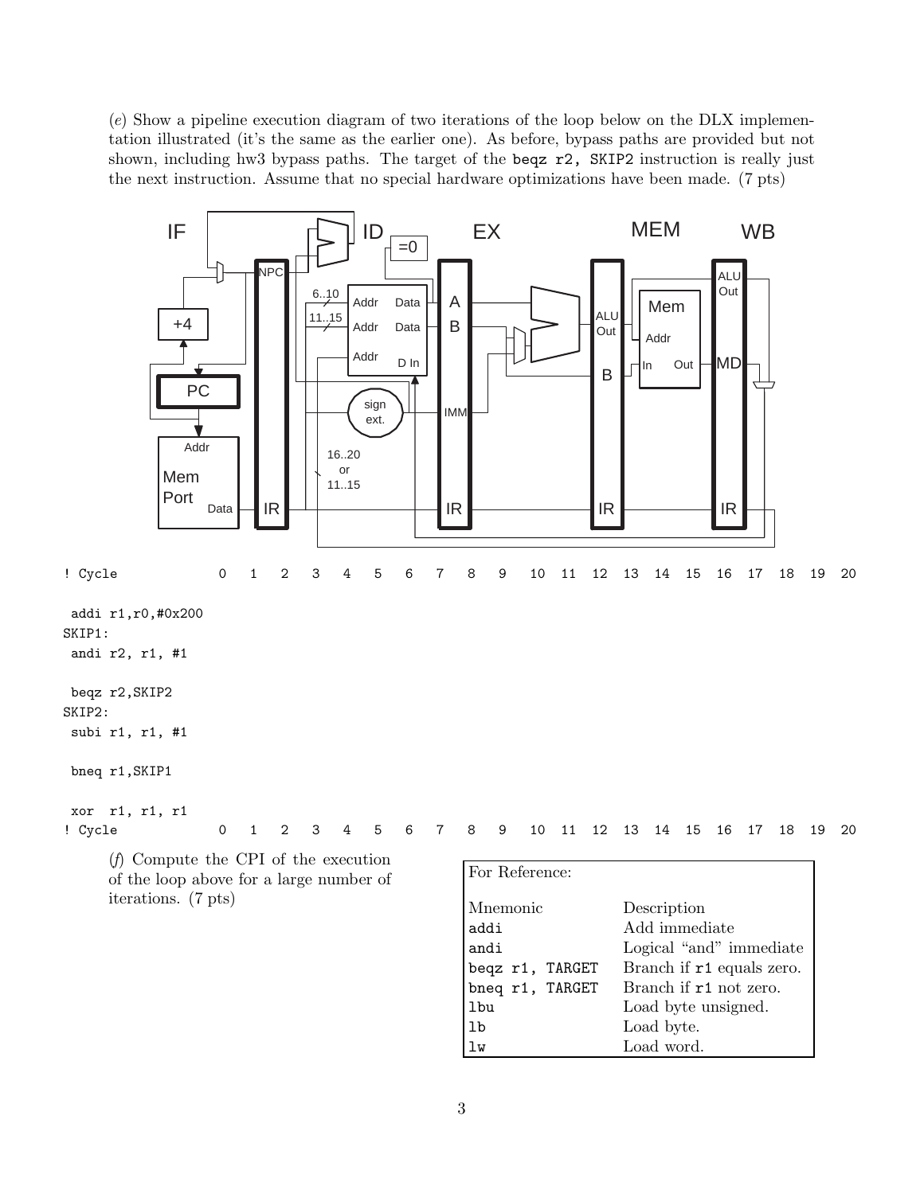(*e*) Show a pipeline execution diagram of two iterations of the loop below on the DLX implementation illustrated (it's the same as the earlier one). As before, bypass paths are provided but not shown, including hw3 bypass paths. The target of the `beqz r2, SKIP2` instruction is really just the next instruction. Assume that no special hardware optimizations have been made. (7 pts)

```
! Cycle             0   1   2   3   4   5   6   7   8   9   10  11  12  13  14  15  16  17  18  19  20

 addi r1,r0,#0x200
SKIP1:
 andi r2, r1, #1

 beqz r2,SKIP2
SKIP2:
 subi r1, r1, #1

 bneq r1,SKIP1

 xor  r1, r1, r1
! Cycle             0   1   2   3   4   5   6   7   8   9   10  11  12  13  14  15  16  17  18  19  20
```

(*f*) Compute the CPI of the execution of the loop above for a large number of iterations. (7 pts)

| For Reference: | |
|---|---|
| Mnemonic | Description |
| `addi` | Add immediate |
| `andi` | Logical "and" immediate |
| `beqz r1, TARGET` | Branch if `r1` equals zero. |
| `bneq r1, TARGET` | Branch if `r1` not zero. |
| `lbu` | Load byte unsigned. |
| `lb` | Load byte. |
| `lw` | Load word. |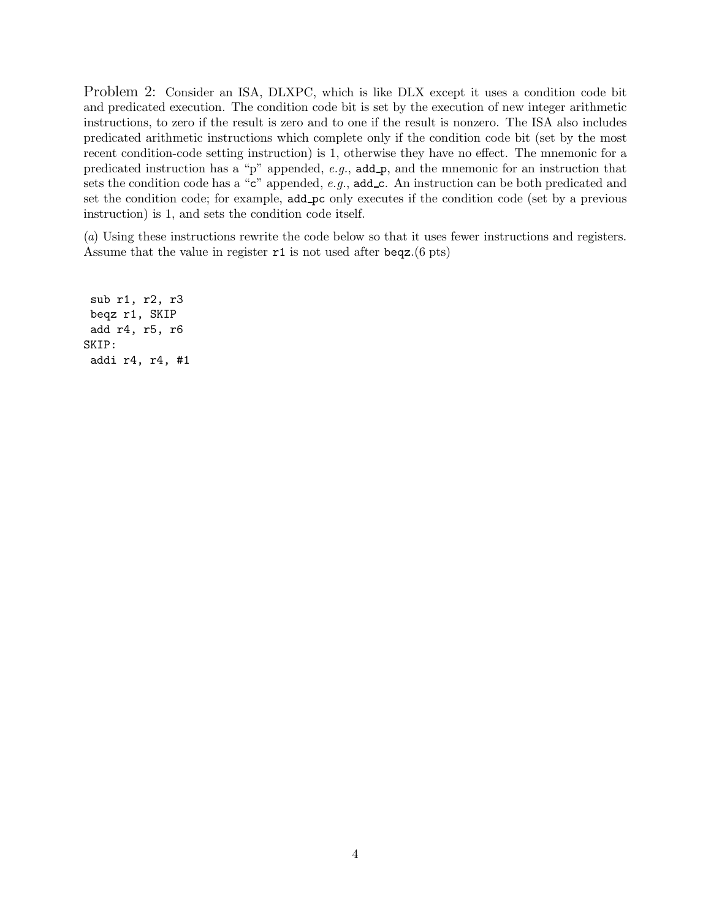Problem 2: Consider an ISA, DLXPC, which is like DLX except it uses a condition code bit and predicated execution. The condition code bit is set by the execution of new integer arithmetic instructions, to zero if the result is zero and to one if the result is nonzero. The ISA also includes predicated arithmetic instructions which complete only if the condition code bit (set by the most recent condition-code setting instruction) is 1, otherwise they have no effect. The mnemonic for a predicated instruction has a "p" appended, *e.g.*, `add_p`, and the mnemonic for an instruction that sets the condition code has a "c" appended, *e.g.*, `add_c`. An instruction can be both predicated and set the condition code; for example, `add_pc` only executes if the condition code (set by a previous instruction) is 1, and sets the condition code itself.

(*a*) Using these instructions rewrite the code below so that it uses fewer instructions and registers. Assume that the value in register `r1` is not used after `beqz`. (6 pts)

```
 sub r1, r2, r3
 beqz r1, SKIP
 add r4, r5, r6
SKIP:
 addi r4, r4, #1
```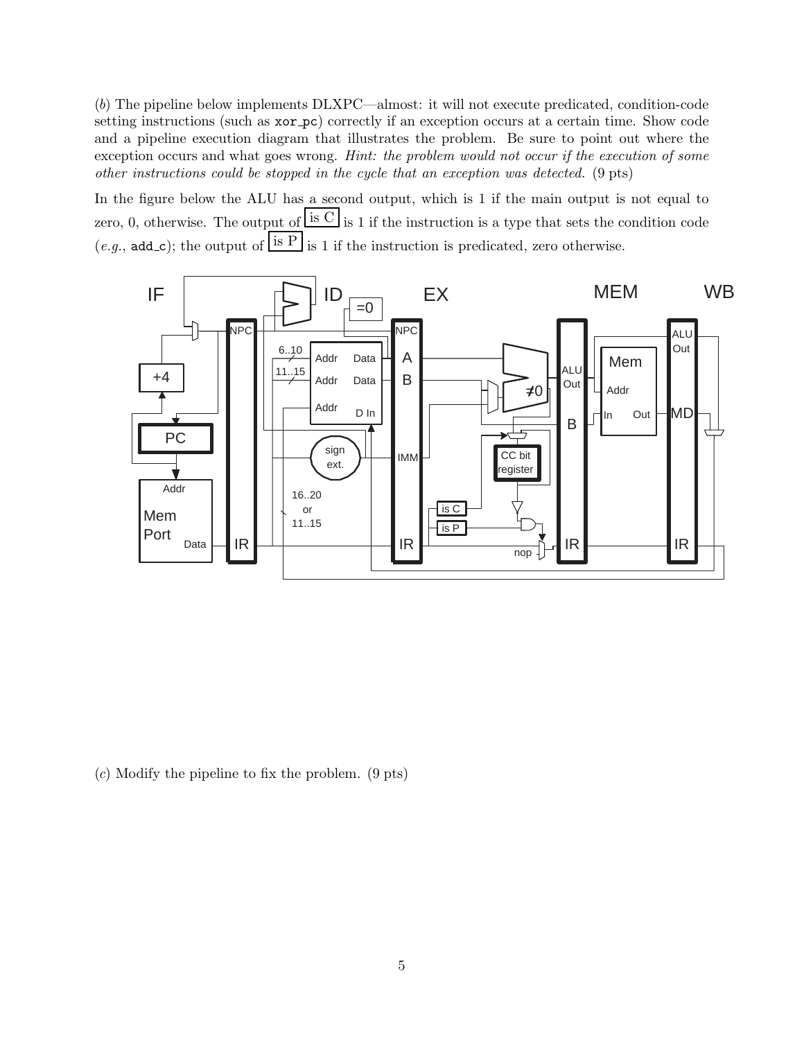(*b*) The pipeline below implements DLXPC—almost: it will not execute predicated, condition-code setting instructions (such as `xor_pc`) correctly if an exception occurs at a certain time. Show code and a pipeline execution diagram that illustrates the problem. Be sure to point out where the exception occurs and what goes wrong. *Hint: the problem would not occur if the execution of some other instructions could be stopped in the cycle that an exception was detected.* (9 pts)

In the figure below the ALU has a second output, which is 1 if the main output is not equal to zero, 0, otherwise. The output of is C is 1 if the instruction is a type that sets the condition code (*e.g.*, `add_c`); the output of is P is 1 if the instruction is predicated, zero otherwise.

(*c*) Modify the pipeline to fix the problem. (9 pts)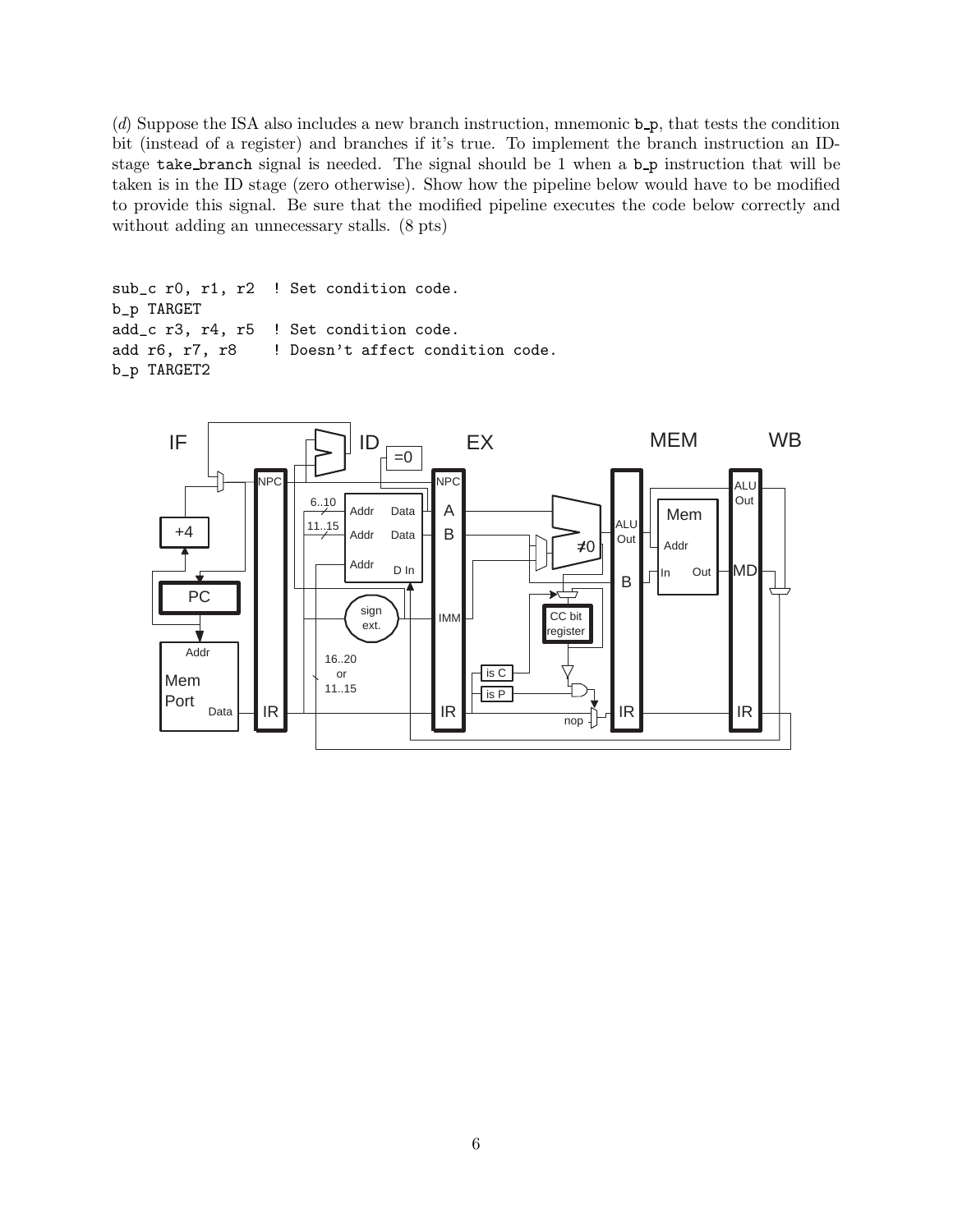(*d*) Suppose the ISA also includes a new branch instruction, mnemonic b_p, that tests the condition bit (instead of a register) and branches if it's true. To implement the branch instruction an ID-stage take_branch signal is needed. The signal should be 1 when a b_p instruction that will be taken is in the ID stage (zero otherwise). Show how the pipeline below would have to be modified to provide this signal. Be sure that the modified pipeline executes the code below correctly and without adding an unnecessary stalls. (8 pts)

```
sub_c r0, r1, r2  ! Set condition code.
b_p TARGET
add_c r3, r4, r5  ! Set condition code.
add r6, r7, r8    ! Doesn't affect condition code.
b_p TARGET2
```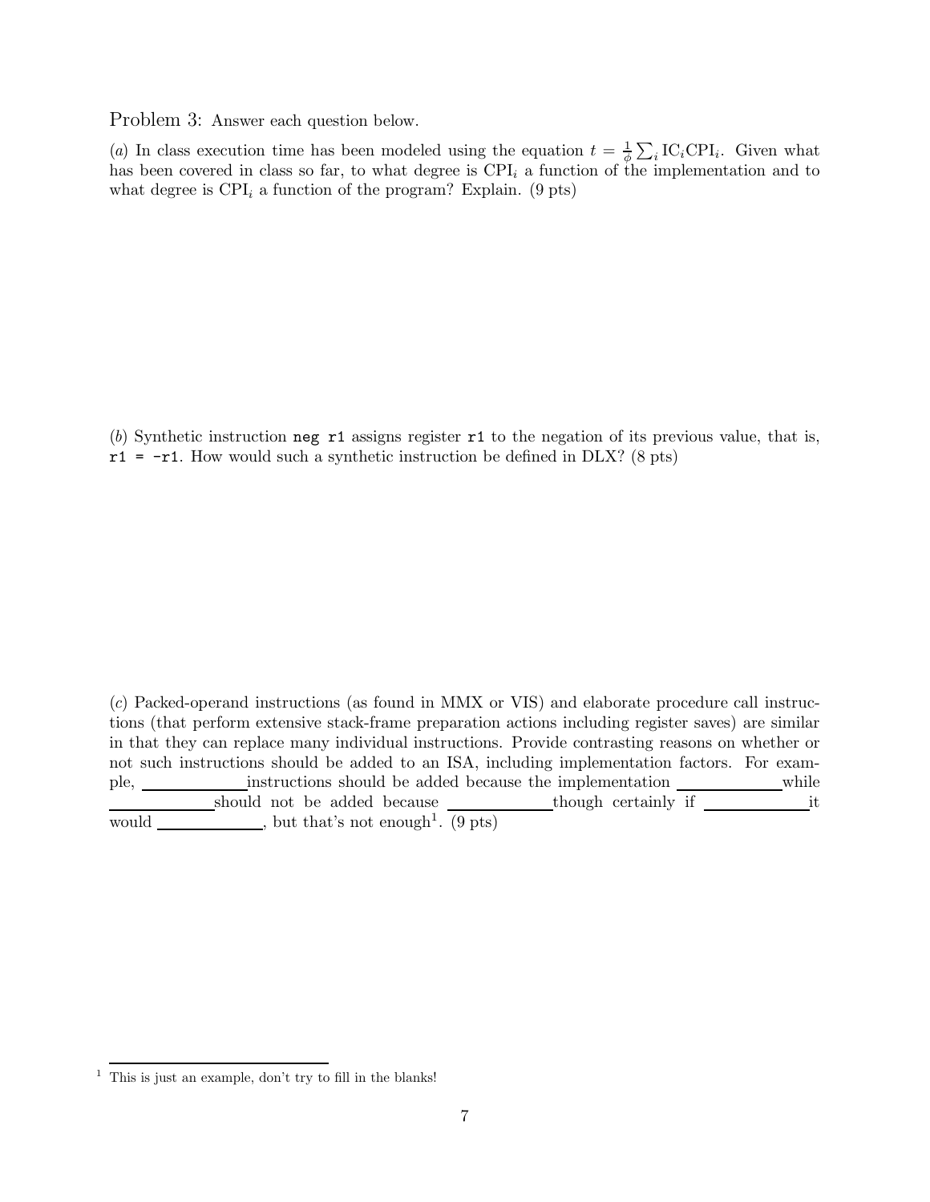Problem 3: Answer each question below.

(*a*) In class execution time has been modeled using the equation $t = \frac{1}{\phi} \sum_i \mathrm{IC}_i \mathrm{CPI}_i$. Given what has been covered in class so far, to what degree is $\mathrm{CPI}_i$ a function of the implementation and to what degree is $\mathrm{CPI}_i$ a function of the program? Explain. (9 pts)

(*b*) Synthetic instruction `neg r1` assigns register `r1` to the negation of its previous value, that is, `r1 = -r1`. How would such a synthetic instruction be defined in DLX? (8 pts)

(*c*) Packed-operand instructions (as found in MMX or VIS) and elaborate procedure call instructions (that perform extensive stack-frame preparation actions including register saves) are similar in that they can replace many individual instructions. Provide contrasting reasons on whether or not such instructions should be added to an ISA, including implementation factors. For example, \_\_\_\_\_\_\_\_\_\_\_\_ instructions should be added because the implementation \_\_\_\_\_\_\_\_\_\_\_\_ while \_\_\_\_\_\_\_\_\_\_\_\_ should not be added because \_\_\_\_\_\_\_\_\_\_\_\_ though certainly if \_\_\_\_\_\_\_\_\_\_\_\_ it would \_\_\_\_\_\_\_\_\_\_\_\_, but that's not enough[1]. (9 pts)

[1] This is just an example, don't try to fill in the blanks!